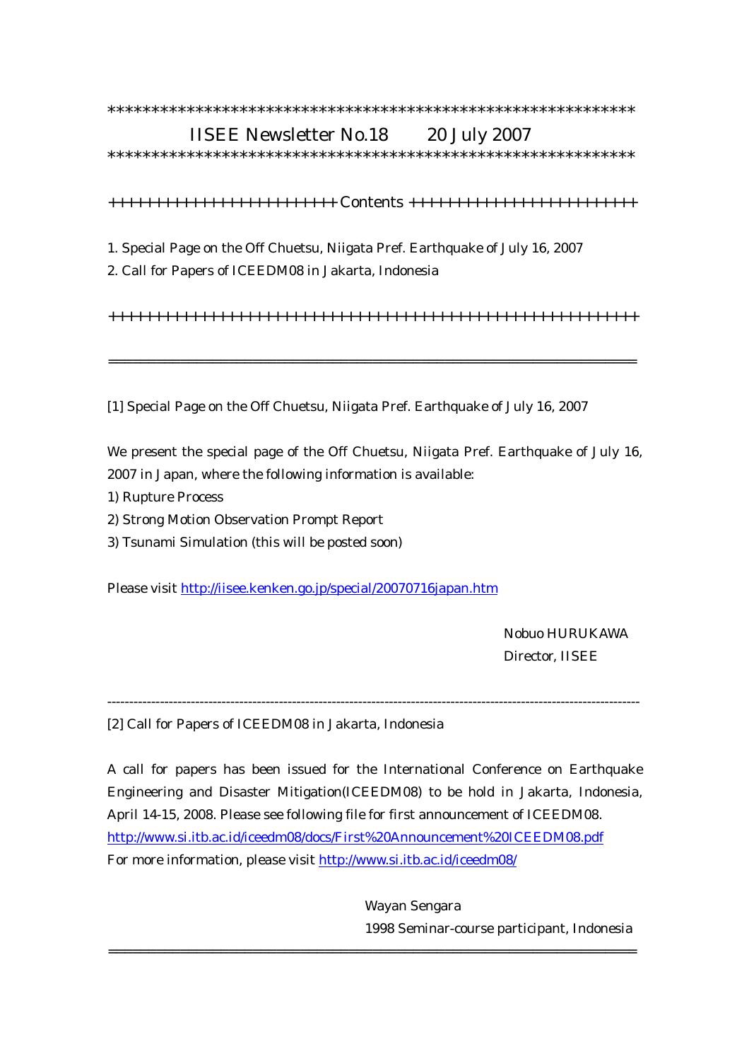************************************************************

# IISEE Newsletter No.18 20 July 2007

************************************************************

++++++++++++++++++++++++ Contents ++++++++++++++++++++++++

1. Special Page on the Off Chuetsu, Niigata Pref. Earthquake of July 16, 2007
2. Call for Papers of ICEEDM08 in Jakarta, Indonesia

++++++++++++++++++++++++++++++++++++++++++++++++++++++++++

---

## [1] Special Page on the Off Chuetsu, Niigata Pref. Earthquake of July 16, 2007

We present the special page of the Off Chuetsu, Niigata Pref. Earthquake of July 16, 2007 in Japan, where the following information is available:

1) Rupture Process
2) Strong Motion Observation Prompt Report
3) Tsunami Simulation (this will be posted soon)

Please visit http://iisee.kenken.go.jp/special/20070716japan.htm

Nobuo HURUKAWA
Director, IISEE

---

## [2] Call for Papers of ICEEDM08 in Jakarta, Indonesia

A call for papers has been issued for the International Conference on Earthquake Engineering and Disaster Mitigation(ICEEDM08) to be hold in Jakarta, Indonesia, April 14-15, 2008. Please see following file for first announcement of ICEEDM08.
http://www.si.itb.ac.id/iceedm08/docs/First%20Announcement%20ICEEDM08.pdf
For more information, please visit http://www.si.itb.ac.id/iceedm08/

Wayan Sengara
1998 Seminar-course participant, Indonesia

---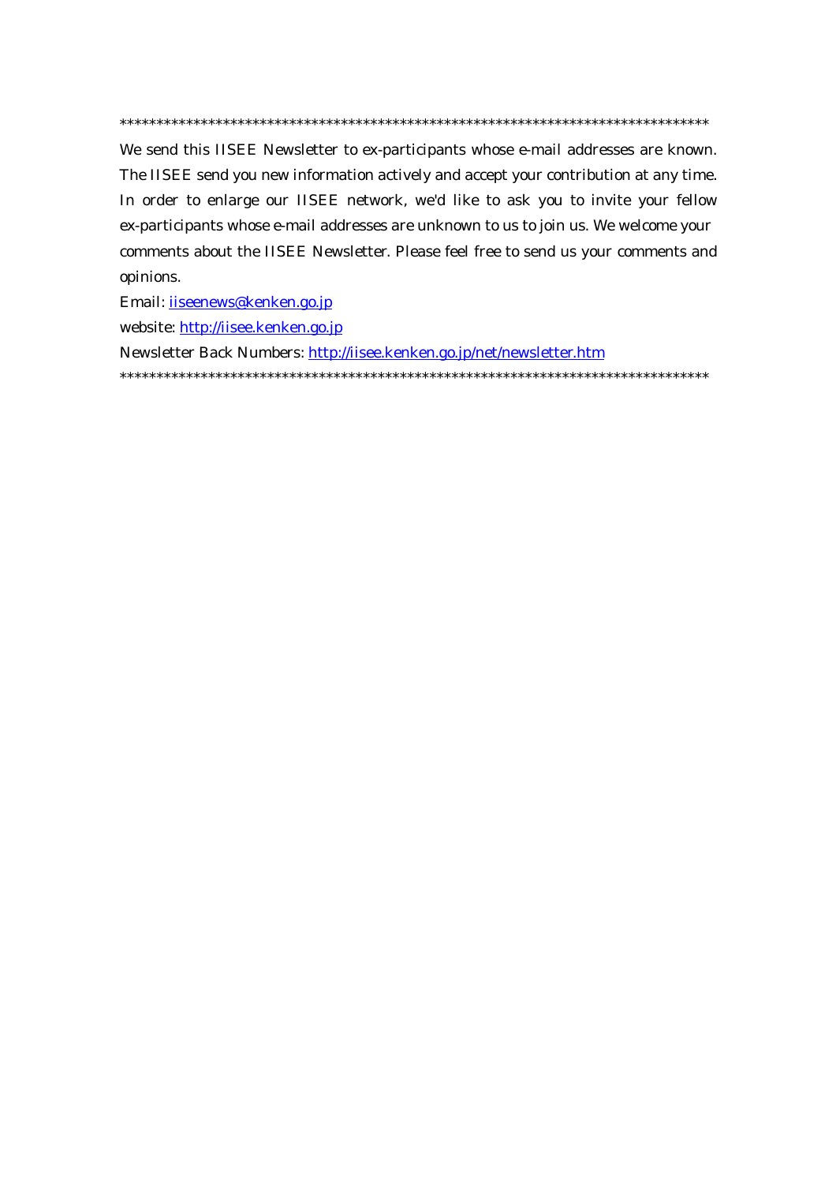\*\*\*\*\*\*\*\*\*\*\*\*\*\*\*\*\*\*\*\*\*\*\*\*\*\*\*\*\*\*\*\*\*\*\*\*\*\*\*\*\*\*\*\*\*\*\*\*\*\*\*\*\*\*\*\*\*\*\*\*\*\*\*\*\*\*\*\*\*\*\*\*\*\*\*\*\*\*\*\*\*\*\*\*

We send this IISEE Newsletter to ex-participants whose e-mail addresses are known. The IISEE send you new information actively and accept your contribution at any time. In order to enlarge our IISEE network, we'd like to ask you to invite your fellow ex-participants whose e-mail addresses are unknown to us to join us. We welcome your comments about the IISEE Newsletter. Please feel free to send us your comments and opinions.

Email: iiseenews@kenken.go.jp

website: http://iisee.kenken.go.jp

Newsletter Back Numbers: http://iisee.kenken.go.jp/net/newsletter.htm

\*\*\*\*\*\*\*\*\*\*\*\*\*\*\*\*\*\*\*\*\*\*\*\*\*\*\*\*\*\*\*\*\*\*\*\*\*\*\*\*\*\*\*\*\*\*\*\*\*\*\*\*\*\*\*\*\*\*\*\*\*\*\*\*\*\*\*\*\*\*\*\*\*\*\*\*\*\*\*\*\*\*\*\*